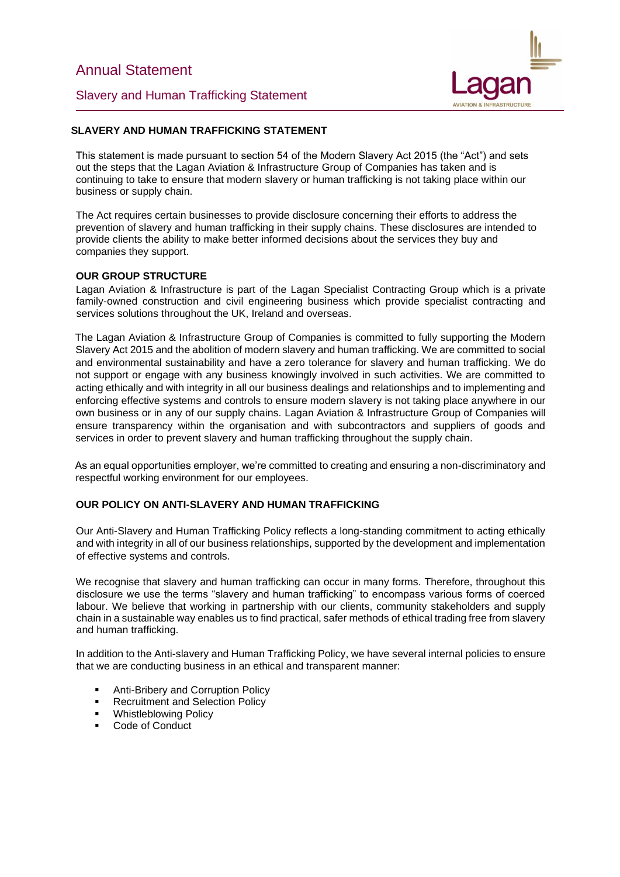# Annual Statement

## Slavery and Human Trafficking Statement

### SLAVERY AND HUMAN TRAFFICKING STATEMENT

This statement is made pursuant to section 54 of the Modern Slavery Act 2015 (the "Act") and sets out the steps that the Lagan Aviation & Infrastructure Group of Companies has taken and is continuing to take to ensure that modern slavery or human trafficking is not taking place within our business or supply chain.

The Act requires certain businesses to provide disclosure concerning their efforts to address the prevention of slavery and human trafficking in their supply chains. These disclosures are intended to provide clients the ability to make better informed decisions about the services they buy and companies they support.

### OUR GROUP STRUCTURE

Lagan Aviation & Infrastructure is part of the Lagan Specialist Contracting Group which is a private family-owned construction and civil engineering business which provide specialist contracting and services solutions throughout the UK, Ireland and overseas.

The Lagan Aviation & Infrastructure Group of Companies is committed to fully supporting the Modern Slavery Act 2015 and the abolition of modern slavery and human trafficking. We are committed to social and environmental sustainability and have a zero tolerance for slavery and human trafficking. We do not support or engage with any business knowingly involved in such activities. We are committed to acting ethically and with integrity in all our business dealings and relationships and to implementing and enforcing effective systems and controls to ensure modern slavery is not taking place anywhere in our own business or in any of our supply chains. Lagan Aviation & Infrastructure Group of Companies will ensure transparency within the organisation and with subcontractors and suppliers of goods and services in order to prevent slavery and human trafficking throughout the supply chain.

As an equal opportunities employer, we're committed to creating and ensuring a non-discriminatory and respectful working environment for our employees.

### OUR POLICY ON ANTI-SLAVERY AND HUMAN TRAFFICKING

Our Anti-Slavery and Human Trafficking Policy reflects a long-standing commitment to acting ethically and with integrity in all of our business relationships, supported by the development and implementation of effective systems and controls.

We recognise that slavery and human trafficking can occur in many forms. Therefore, throughout this disclosure we use the terms "slavery and human trafficking" to encompass various forms of coerced labour. We believe that working in partnership with our clients, community stakeholders and supply chain in a sustainable way enables us to find practical, safer methods of ethical trading free from slavery and human trafficking.

In addition to the Anti-slavery and Human Trafficking Policy, we have several internal policies to ensure that we are conducting business in an ethical and transparent manner:

- Anti-Bribery and Corruption Policy
- Recruitment and Selection Policy
- Whistleblowing Policy
- Code of Conduct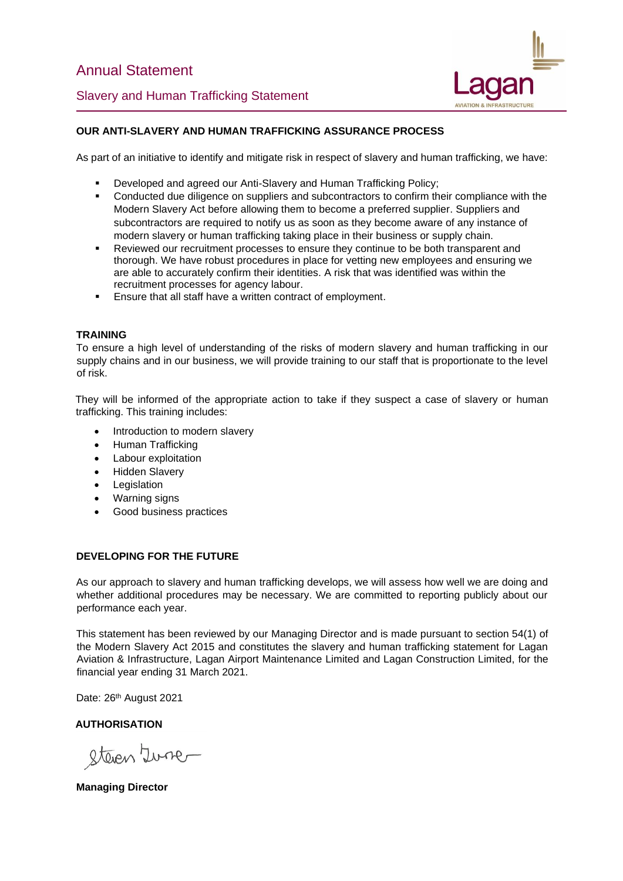Annual Statement

Slavery and Human Trafficking Statement

**OUR ANTI-SLAVERY AND HUMAN TRAFFICKING ASSURANCE PROCESS**

As part of an initiative to identify and mitigate risk in respect of slavery and human trafficking, we have:

- Developed and agreed our Anti-Slavery and Human Trafficking Policy;
- Conducted due diligence on suppliers and subcontractors to confirm their compliance with the Modern Slavery Act before allowing them to become a preferred supplier. Suppliers and subcontractors are required to notify us as soon as they become aware of any instance of modern slavery or human trafficking taking place in their business or supply chain.
- Reviewed our recruitment processes to ensure they continue to be both transparent and thorough. We have robust procedures in place for vetting new employees and ensuring we are able to accurately confirm their identities. A risk that was identified was within the recruitment processes for agency labour.
- Ensure that all staff have a written contract of employment.

**TRAINING**

To ensure a high level of understanding of the risks of modern slavery and human trafficking in our supply chains and in our business, we will provide training to our staff that is proportionate to the level of risk.

They will be informed of the appropriate action to take if they suspect a case of slavery or human trafficking. This training includes:

- Introduction to modern slavery
- Human Trafficking
- Labour exploitation
- Hidden Slavery
- Legislation
- Warning signs
- Good business practices

**DEVELOPING FOR THE FUTURE**

As our approach to slavery and human trafficking develops, we will assess how well we are doing and whether additional procedures may be necessary. We are committed to reporting publicly about our performance each year.

This statement has been reviewed by our Managing Director and is made pursuant to section 54(1) of the Modern Slavery Act 2015 and constitutes the slavery and human trafficking statement for Lagan Aviation & Infrastructure, Lagan Airport Maintenance Limited and Lagan Construction Limited, for the financial year ending 31 March 2021.

Date: 26th August 2021

**AUTHORISATION**

Steven Turner

**Managing Director**